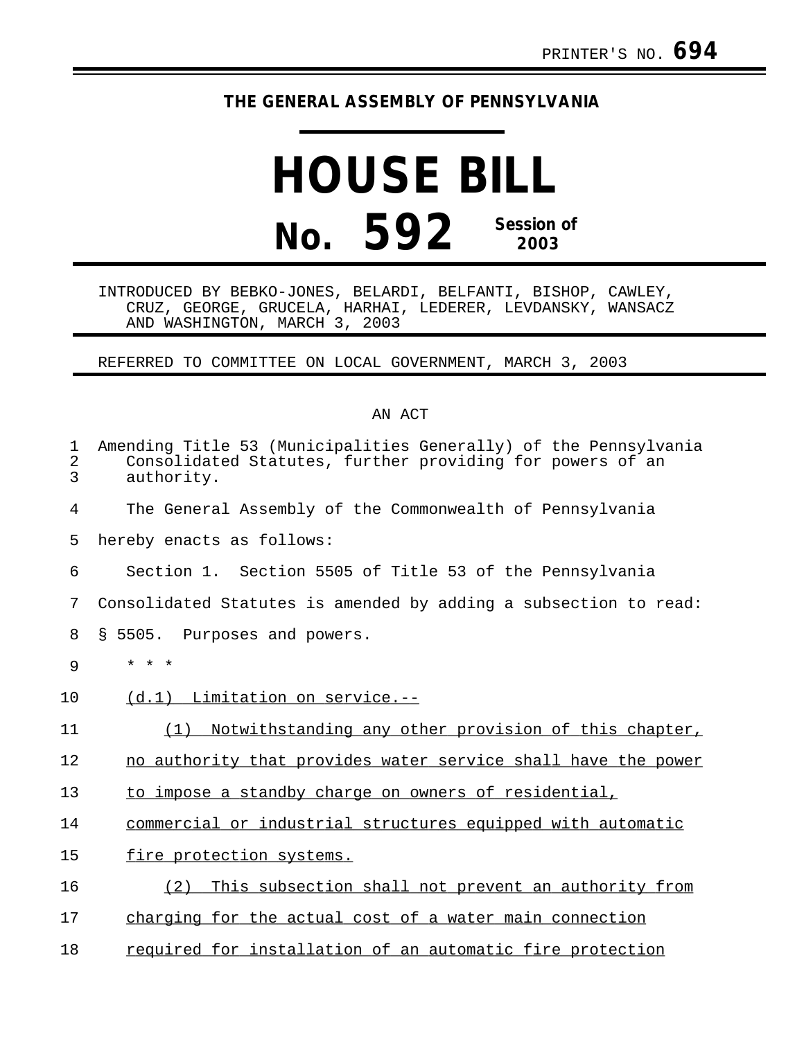PRINTER'S NO. **694**

**THE GENERAL ASSEMBLY OF PENNSYLVANIA**

# HOUSE BILL

# No. 592 Session of 2003

INTRODUCED BY BEBKO-JONES, BELARDI, BELFANTI, BISHOP, CAWLEY, CRUZ, GEORGE, GRUCELA, HARHAI, LEDERER, LEVDANSKY, WANSACZ AND WASHINGTON, MARCH 3, 2003

REFERRED TO COMMITTEE ON LOCAL GOVERNMENT, MARCH 3, 2003

AN ACT

Amending Title 53 (Municipalities Generally) of the Pennsylvania Consolidated Statutes, further providing for powers of an authority.

The General Assembly of the Commonwealth of Pennsylvania hereby enacts as follows:

Section 1. Section 5505 of Title 53 of the Pennsylvania Consolidated Statutes is amended by adding a subsection to read:

§ 5505. Purposes and powers.

\* \* \*

(d.1) Limitation on service.--

(1) Notwithstanding any other provision of this chapter, no authority that provides water service shall have the power to impose a standby charge on owners of residential, commercial or industrial structures equipped with automatic fire protection systems.

(2) This subsection shall not prevent an authority from charging for the actual cost of a water main connection required for installation of an automatic fire protection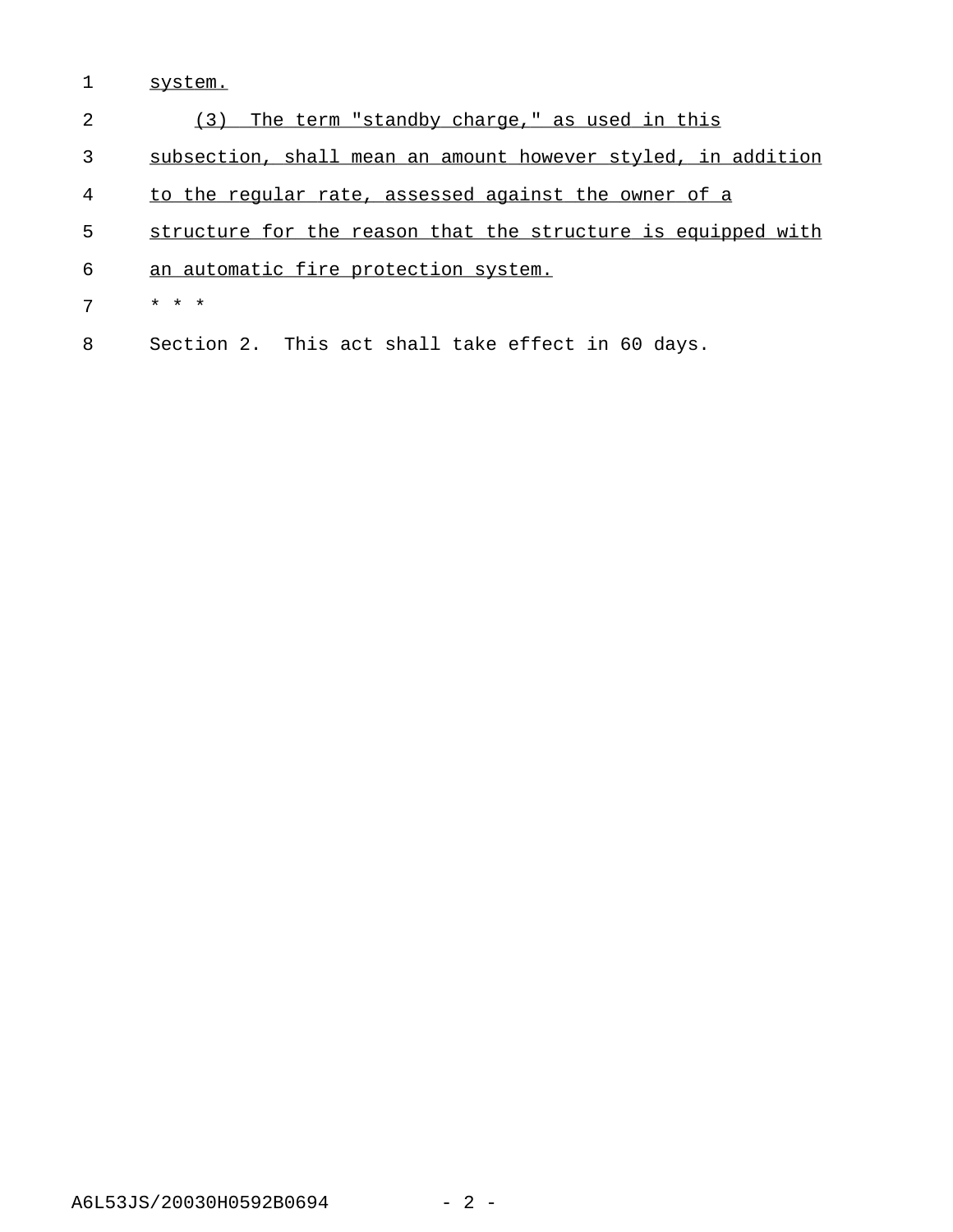system.

(3) The term "standby charge," as used in this subsection, shall mean an amount however styled, in addition to the regular rate, assessed against the owner of a structure for the reason that the structure is equipped with an automatic fire protection system.

* * *

Section 2. This act shall take effect in 60 days.